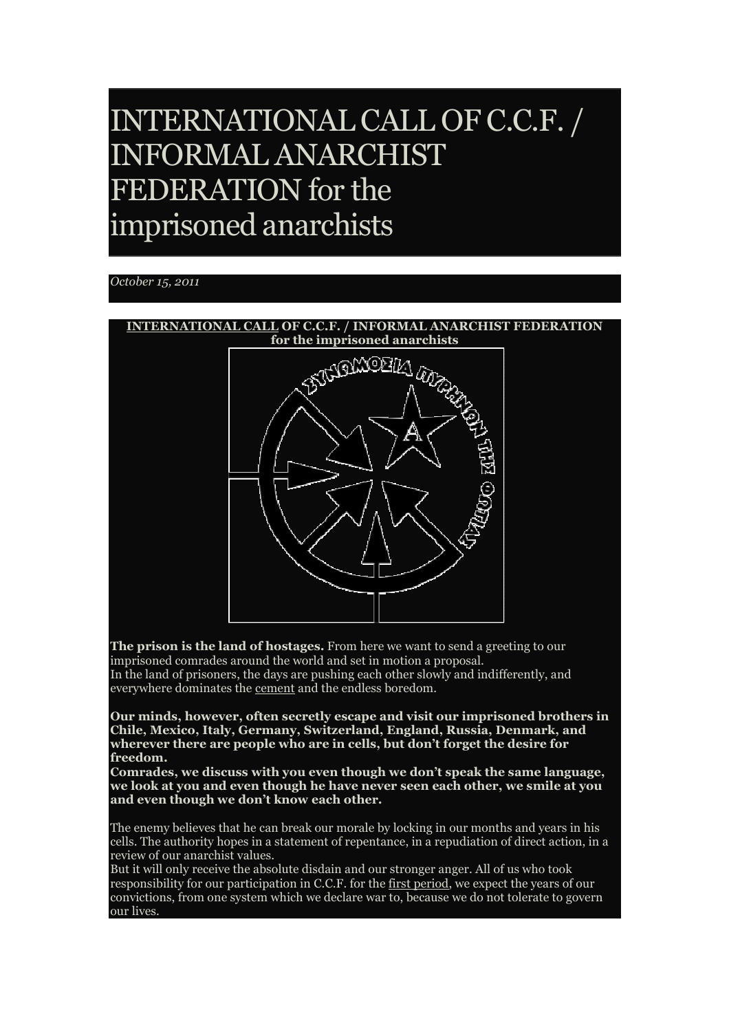# INTERNATIONAL CALL OF C.C.F. / INFORMAL ANARCHIST FEDERATION for the imprisoned anarchists

*October 15, 2011*

**INTERNATIONAL CALL OF C.C.F. / INFORMAL ANARCHIST FEDERATION for the imprisoned anarchists**

**The prison is the land of hostages.** From here we want to send a greeting to our imprisoned comrades around the world and set in motion a proposal.
In the land of prisoners, the days are pushing each other slowly and indifferently, and everywhere dominates the cement and the endless boredom.

**Our minds, however, often secretly escape and visit our imprisoned brothers in Chile, Mexico, Italy, Germany, Switzerland, England, Russia, Denmark, and wherever there are people who are in cells, but don't forget the desire for freedom.**
**Comrades, we discuss with you even though we don't speak the same language, we look at you and even though he have never seen each other, we smile at you and even though we don't know each other.**

The enemy believes that he can break our morale by locking in our months and years in his cells. The authority hopes in a statement of repentance, in a repudiation of direct action, in a review of our anarchist values.
But it will only receive the absolute disdain and our stronger anger. All of us who took responsibility for our participation in C.C.F. for the first period, we expect the years of our convictions, from one system which we declare war to, because we do not tolerate to govern our lives.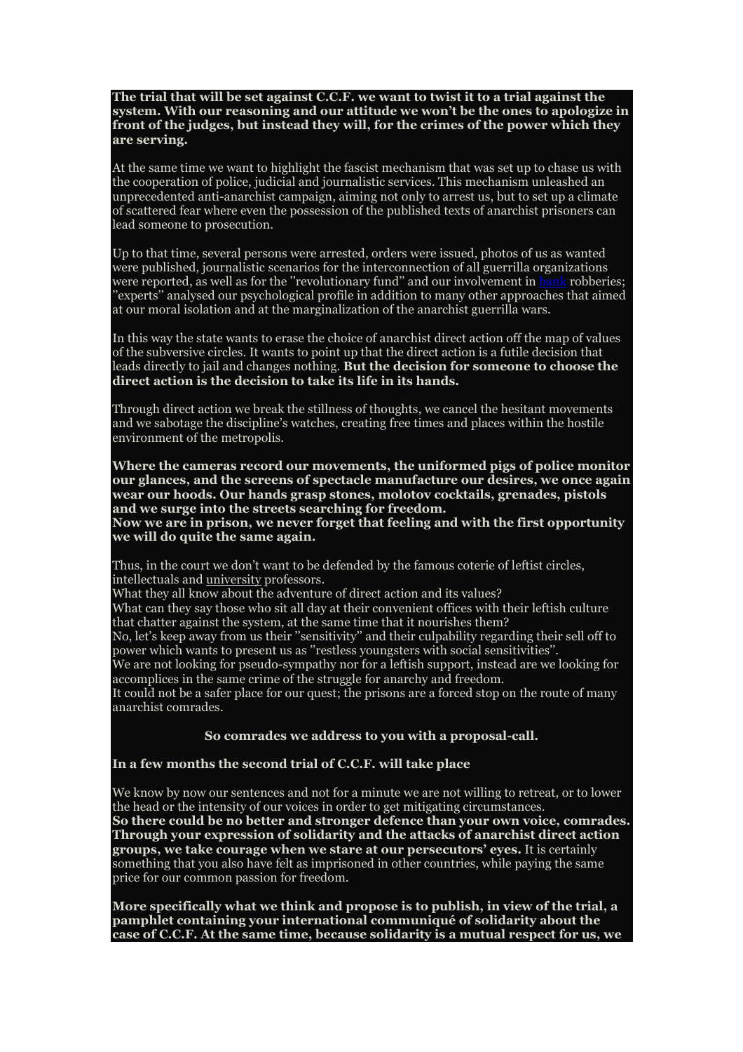**The trial that will be set against C.C.F. we want to twist it to a trial against the system. With our reasoning and our attitude we won't be the ones to apologize in front of the judges, but instead they will, for the crimes of the power which they are serving.**

At the same time we want to highlight the fascist mechanism that was set up to chase us with the cooperation of police, judicial and journalistic services. This mechanism unleashed an unprecedented anti-anarchist campaign, aiming not only to arrest us, but to set up a climate of scattered fear where even the possession of the published texts of anarchist prisoners can lead someone to prosecution.

Up to that time, several persons were arrested, orders were issued, photos of us as wanted were published, journalistic scenarios for the interconnection of all guerrilla organizations were reported, as well as for the "revolutionary fund" and our involvement in bank robberies; "experts" analysed our psychological profile in addition to many other approaches that aimed at our moral isolation and at the marginalization of the anarchist guerrilla wars.

In this way the state wants to erase the choice of anarchist direct action off the map of values of the subversive circles. It wants to point up that the direct action is a futile decision that leads directly to jail and changes nothing. **But the decision for someone to choose the direct action is the decision to take its life in its hands.**

Through direct action we break the stillness of thoughts, we cancel the hesitant movements and we sabotage the discipline's watches, creating free times and places within the hostile environment of the metropolis.

**Where the cameras record our movements, the uniformed pigs of police monitor our glances, and the screens of spectacle manufacture our desires, we once again wear our hoods. Our hands grasp stones, molotov cocktails, grenades, pistols and we surge into the streets searching for freedom.**
**Now we are in prison, we never forget that feeling and with the first opportunity we will do quite the same again.**

Thus, in the court we don't want to be defended by the famous coterie of leftist circles, intellectuals and university professors.
What they all know about the adventure of direct action and its values?
What can they say those who sit all day at their convenient offices with their leftish culture that chatter against the system, at the same time that it nourishes them?
No, let's keep away from us their "sensitivity" and their culpability regarding their sell off to power which wants to present us as "restless youngsters with social sensitivities".
We are not looking for pseudo-sympathy nor for a leftish support, instead are we looking for accomplices in the same crime of the struggle for anarchy and freedom.
It could not be a safer place for our quest; the prisons are a forced stop on the route of many anarchist comrades.

**So comrades we address to you with a proposal-call.**

**In a few months the second trial of C.C.F. will take place**

We know by now our sentences and not for a minute we are not willing to retreat, or to lower the head or the intensity of our voices in order to get mitigating circumstances.
**So there could be no better and stronger defence than your own voice, comrades. Through your expression of solidarity and the attacks of anarchist direct action groups, we take courage when we stare at our persecutors' eyes.** It is certainly something that you also have felt as imprisoned in other countries, while paying the same price for our common passion for freedom.

**More specifically what we think and propose is to publish, in view of the trial, a pamphlet containing your international communiqué of solidarity about the case of C.C.F. At the same time, because solidarity is a mutual respect for us, we**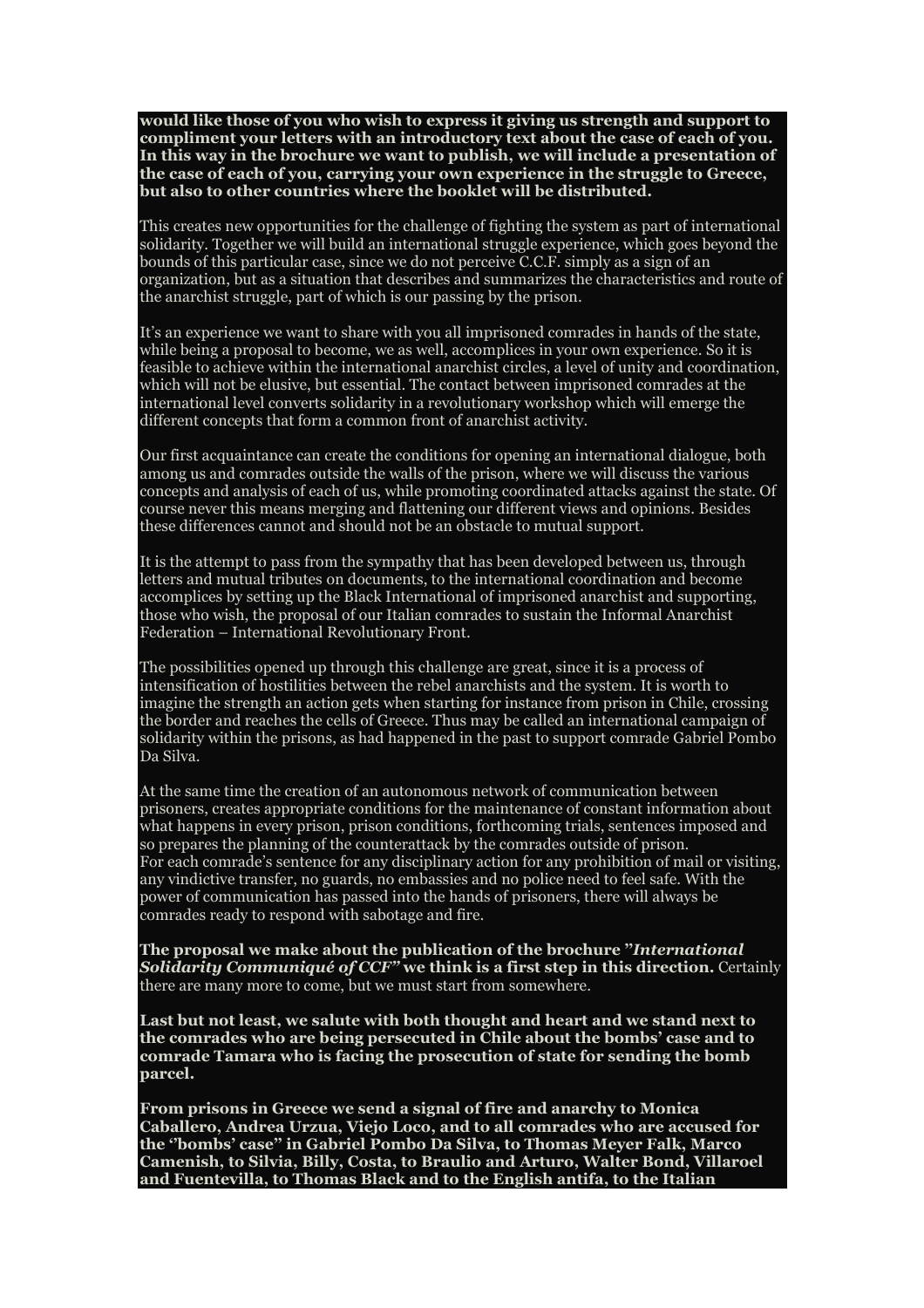**would like those of you who wish to express it giving us strength and support to compliment your letters with an introductory text about the case of each of you. In this way in the brochure we want to publish, we will include a presentation of the case of each of you, carrying your own experience in the struggle to Greece, but also to other countries where the booklet will be distributed.**

This creates new opportunities for the challenge of fighting the system as part of international solidarity. Together we will build an international struggle experience, which goes beyond the bounds of this particular case, since we do not perceive C.C.F. simply as a sign of an organization, but as a situation that describes and summarizes the characteristics and route of the anarchist struggle, part of which is our passing by the prison.

It's an experience we want to share with you all imprisoned comrades in hands of the state, while being a proposal to become, we as well, accomplices in your own experience. So it is feasible to achieve within the international anarchist circles, a level of unity and coordination, which will not be elusive, but essential. The contact between imprisoned comrades at the international level converts solidarity in a revolutionary workshop which will emerge the different concepts that form a common front of anarchist activity.

Our first acquaintance can create the conditions for opening an international dialogue, both among us and comrades outside the walls of the prison, where we will discuss the various concepts and analysis of each of us, while promoting coordinated attacks against the state. Of course never this means merging and flattening our different views and opinions. Besides these differences cannot and should not be an obstacle to mutual support.

It is the attempt to pass from the sympathy that has been developed between us, through letters and mutual tributes on documents, to the international coordination and become accomplices by setting up the Black International of imprisoned anarchist and supporting, those who wish, the proposal of our Italian comrades to sustain the Informal Anarchist Federation – International Revolutionary Front.

The possibilities opened up through this challenge are great, since it is a process of intensification of hostilities between the rebel anarchists and the system. It is worth to imagine the strength an action gets when starting for instance from prison in Chile, crossing the border and reaches the cells of Greece. Thus may be called an international campaign of solidarity within the prisons, as had happened in the past to support comrade Gabriel Pombo Da Silva.

At the same time the creation of an autonomous network of communication between prisoners, creates appropriate conditions for the maintenance of constant information about what happens in every prison, prison conditions, forthcoming trials, sentences imposed and so prepares the planning of the counterattack by the comrades outside of prison.
For each comrade's sentence for any disciplinary action for any prohibition of mail or visiting, any vindictive transfer, no guards, no embassies and no police need to feel safe. With the power of communication has passed into the hands of prisoners, there will always be comrades ready to respond with sabotage and fire.

**The proposal we make about the publication of the brochure "*International Solidarity Communiqué of CCF*" we think is a first step in this direction.** Certainly there are many more to come, but we must start from somewhere.

**Last but not least, we salute with both thought and heart and we stand next to the comrades who are being persecuted in Chile about the bombs' case and to comrade Tamara who is facing the prosecution of state for sending the bomb parcel.**

**From prisons in Greece we send a signal of fire and anarchy to Monica Caballero, Andrea Urzua, Viejo Loco, and to all comrades who are accused for the "bombs' case" in Gabriel Pombo Da Silva, to Thomas Meyer Falk, Marco Camenish, to Silvia, Billy, Costa, to Braulio and Arturo, Walter Bond, Villaroel and Fuentevilla, to Thomas Black and to the English antifa, to the Italian**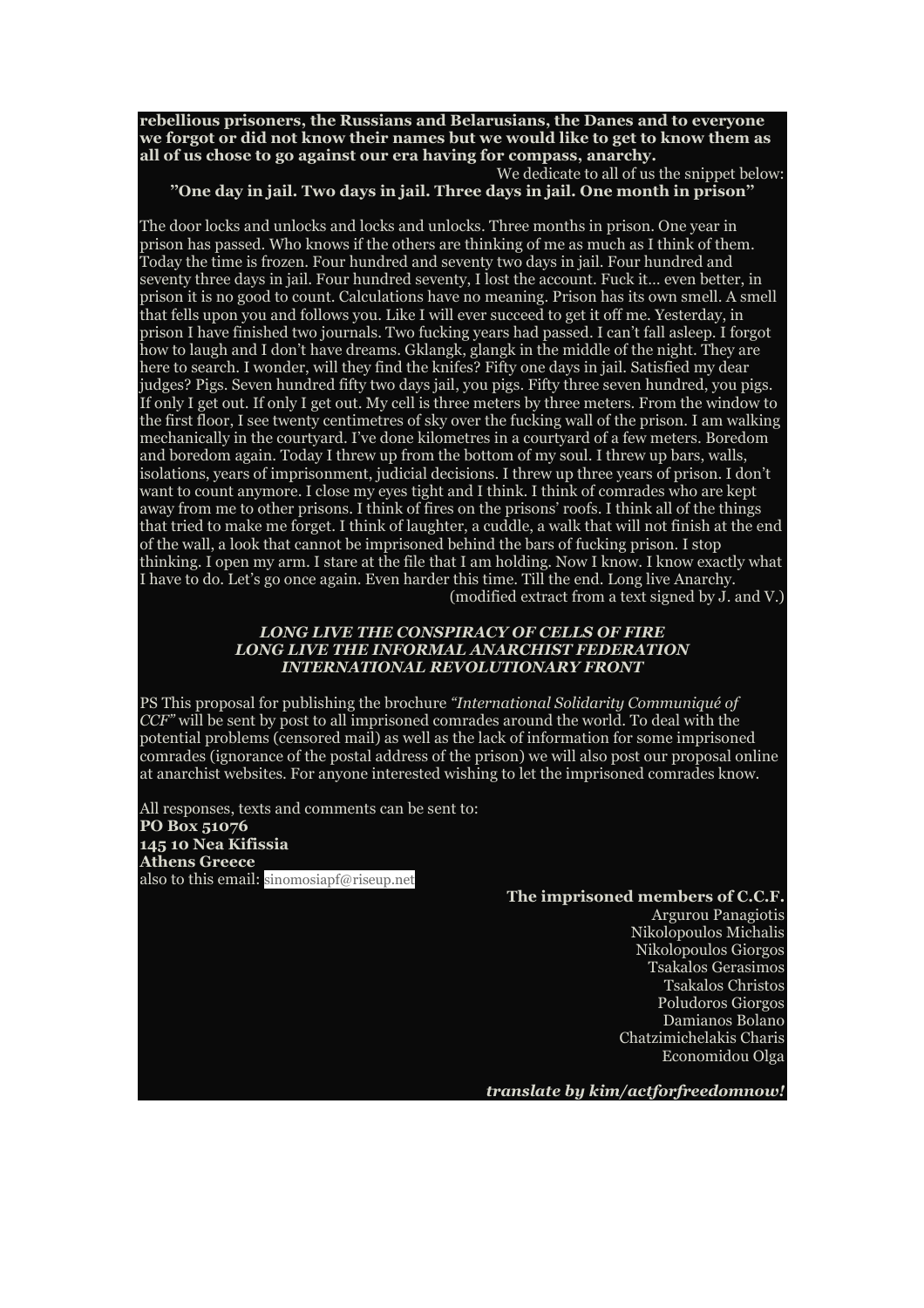**rebellious prisoners, the Russians and Belarusians, the Danes and to everyone we forgot or did not know their names but we would like to get to know them as all of us chose to go against our era having for compass, anarchy.**

We dedicate to all of us the snippet below:

**"One day in jail. Two days in jail. Three days in jail. One month in prison"**

The door locks and unlocks and locks and unlocks. Three months in prison. One year in prison has passed. Who knows if the others are thinking of me as much as I think of them. Today the time is frozen. Four hundred and seventy two days in jail. Four hundred and seventy three days in jail. Four hundred seventy, I lost the account. Fuck it... even better, in prison it is no good to count. Calculations have no meaning. Prison has its own smell. A smell that fells upon you and follows you. Like I will ever succeed to get it off me. Yesterday, in prison I have finished two journals. Two fucking years had passed. I can't fall asleep. I forgot how to laugh and I don't have dreams. Gklangk, glangk in the middle of the night. They are here to search. I wonder, will they find the knifes? Fifty one days in jail. Satisfied my dear judges? Pigs. Seven hundred fifty two days jail, you pigs. Fifty three seven hundred, you pigs. If only I get out. If only I get out. My cell is three meters by three meters. From the window to the first floor, I see twenty centimetres of sky over the fucking wall of the prison. I am walking mechanically in the courtyard. I've done kilometres in a courtyard of a few meters. Boredom and boredom again. Today I threw up from the bottom of my soul. I threw up bars, walls, isolations, years of imprisonment, judicial decisions. I threw up three years of prison. I don't want to count anymore. I close my eyes tight and I think. I think of comrades who are kept away from me to other prisons. I think of fires on the prisons' roofs. I think all of the things that tried to make me forget. I think of laughter, a cuddle, a walk that will not finish at the end of the wall, a look that cannot be imprisoned behind the bars of fucking prison. I stop thinking. I open my arm. I stare at the file that I am holding. Now I know. I know exactly what I have to do. Let's go once again. Even harder this time. Till the end. Long live Anarchy.

(modified extract from a text signed by J. and V.)

***LONG LIVE THE CONSPIRACY OF CELLS OF FIRE***
***LONG LIVE THE INFORMAL ANARCHIST FEDERATION***
***INTERNATIONAL REVOLUTIONARY FRONT***

PS This proposal for publishing the brochure *"International Solidarity Communiqué of CCF"* will be sent by post to all imprisoned comrades around the world. To deal with the potential problems (censored mail) as well as the lack of information for some imprisoned comrades (ignorance of the postal address of the prison) we will also post our proposal online at anarchist websites. For anyone interested wishing to let the imprisoned comrades know.

All responses, texts and comments can be sent to:
**PO Box 51076**
**145 10 Nea Kifissia**
**Athens Greece**
also to this email: sinomosiapf@riseup.net

**The imprisoned members of C.C.F.**
Argurou Panagiotis
Nikolopoulos Michalis
Nikolopoulos Giorgos
Tsakalos Gerasimos
Tsakalos Christos
Poludoros Giorgos
Damianos Bolano
Chatzimichelakis Charis
Economidou Olga

***translate by kim/actforfreedomnow!***